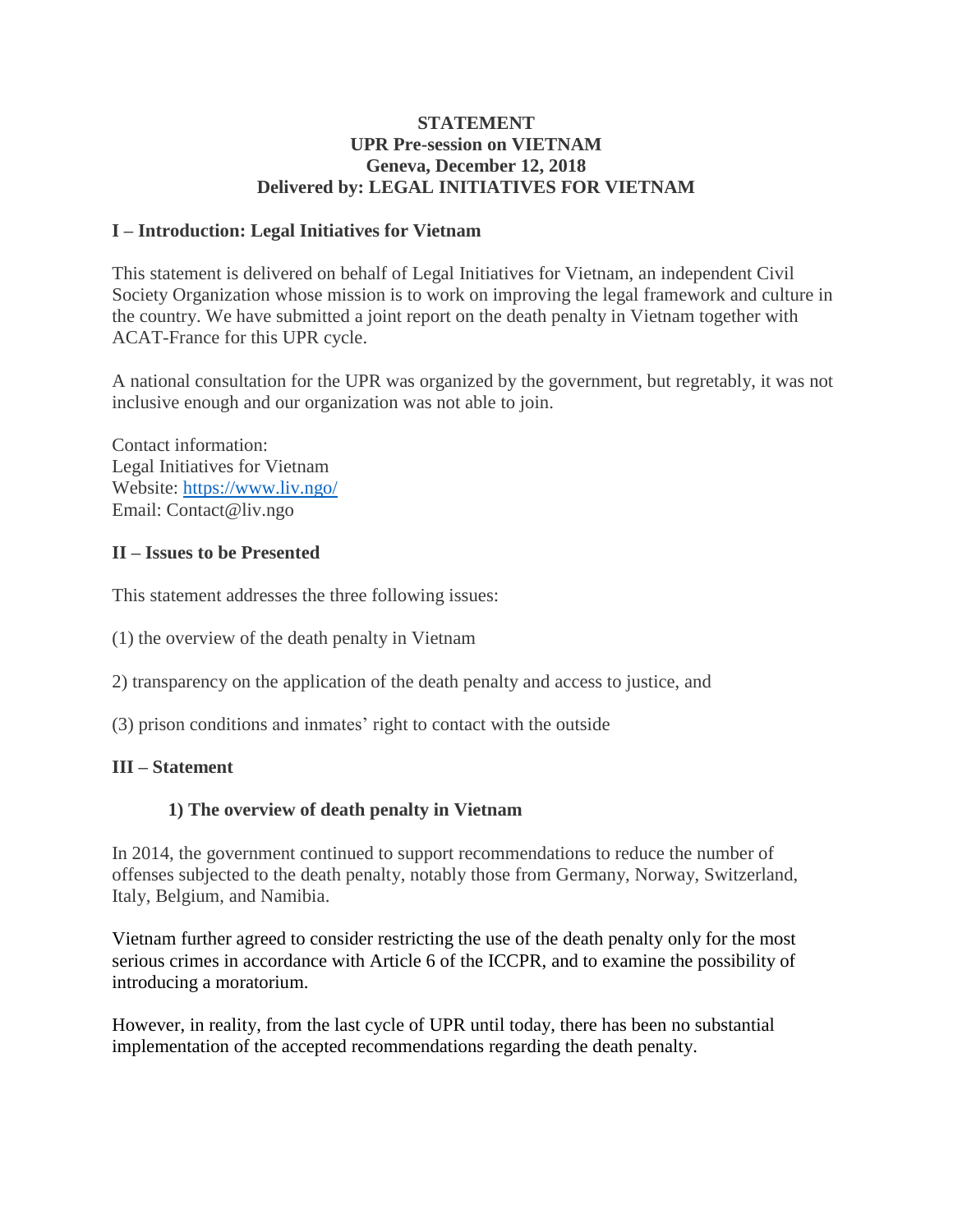**STATEMENT**
**UPR Pre-session on VIETNAM**
**Geneva, December 12, 2018**
**Delivered by: LEGAL INITIATIVES FOR VIETNAM**

## I – Introduction: Legal Initiatives for Vietnam

This statement is delivered on behalf of Legal Initiatives for Vietnam, an independent Civil Society Organization whose mission is to work on improving the legal framework and culture in the country. We have submitted a joint report on the death penalty in Vietnam together with ACAT-France for this UPR cycle.

A national consultation for the UPR was organized by the government, but regretably, it was not inclusive enough and our organization was not able to join.

Contact information:
Legal Initiatives for Vietnam
Website: https://www.liv.ngo/
Email: Contact@liv.ngo

## II – Issues to be Presented

This statement addresses the three following issues:

(1) the overview of the death penalty in Vietnam

2) transparency on the application of the death penalty and access to justice, and

(3) prison conditions and inmates' right to contact with the outside

## III – Statement

### 1) The overview of death penalty in Vietnam

In 2014, the government continued to support recommendations to reduce the number of offenses subjected to the death penalty, notably those from Germany, Norway, Switzerland, Italy, Belgium, and Namibia.

Vietnam further agreed to consider restricting the use of the death penalty only for the most serious crimes in accordance with Article 6 of the ICCPR, and to examine the possibility of introducing a moratorium.

However, in reality, from the last cycle of UPR until today, there has been no substantial implementation of the accepted recommendations regarding the death penalty.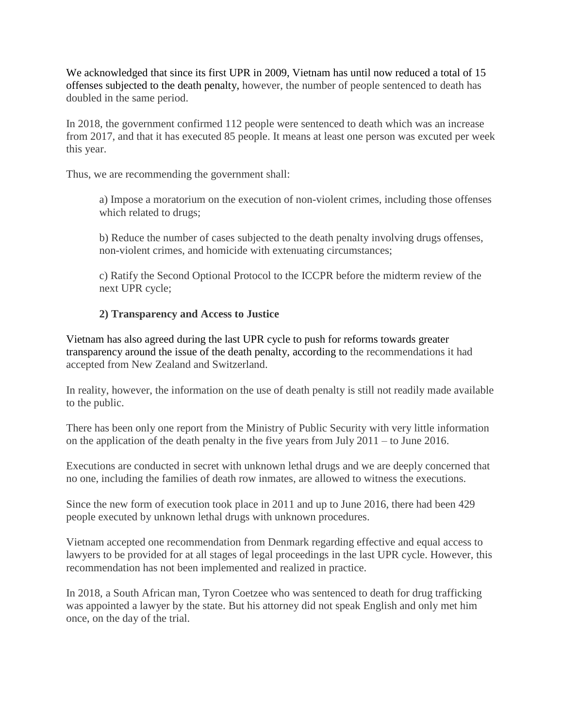We acknowledged that since its first UPR in 2009, Vietnam has until now reduced a total of 15 offenses subjected to the death penalty, however, the number of people sentenced to death has doubled in the same period.

In 2018, the government confirmed 112 people were sentenced to death which was an increase from 2017, and that it has executed 85 people. It means at least one person was excuted per week this year.

Thus, we are recommending the government shall:

a) Impose a moratorium on the execution of non-violent crimes, including those offenses which related to drugs;

b) Reduce the number of cases subjected to the death penalty involving drugs offenses, non-violent crimes, and homicide with extenuating circumstances;

c) Ratify the Second Optional Protocol to the ICCPR before the midterm review of the next UPR cycle;

**2) Transparency and Access to Justice**

Vietnam has also agreed during the last UPR cycle to push for reforms towards greater transparency around the issue of the death penalty, according to the recommendations it had accepted from New Zealand and Switzerland.

In reality, however, the information on the use of death penalty is still not readily made available to the public.

There has been only one report from the Ministry of Public Security with very little information on the application of the death penalty in the five years from July 2011 – to June 2016.

Executions are conducted in secret with unknown lethal drugs and we are deeply concerned that no one, including the families of death row inmates, are allowed to witness the executions.

Since the new form of execution took place in 2011 and up to June 2016, there had been 429 people executed by unknown lethal drugs with unknown procedures.

Vietnam accepted one recommendation from Denmark regarding effective and equal access to lawyers to be provided for at all stages of legal proceedings in the last UPR cycle. However, this recommendation has not been implemented and realized in practice.

In 2018, a South African man, Tyron Coetzee who was sentenced to death for drug trafficking was appointed a lawyer by the state. But his attorney did not speak English and only met him once, on the day of the trial.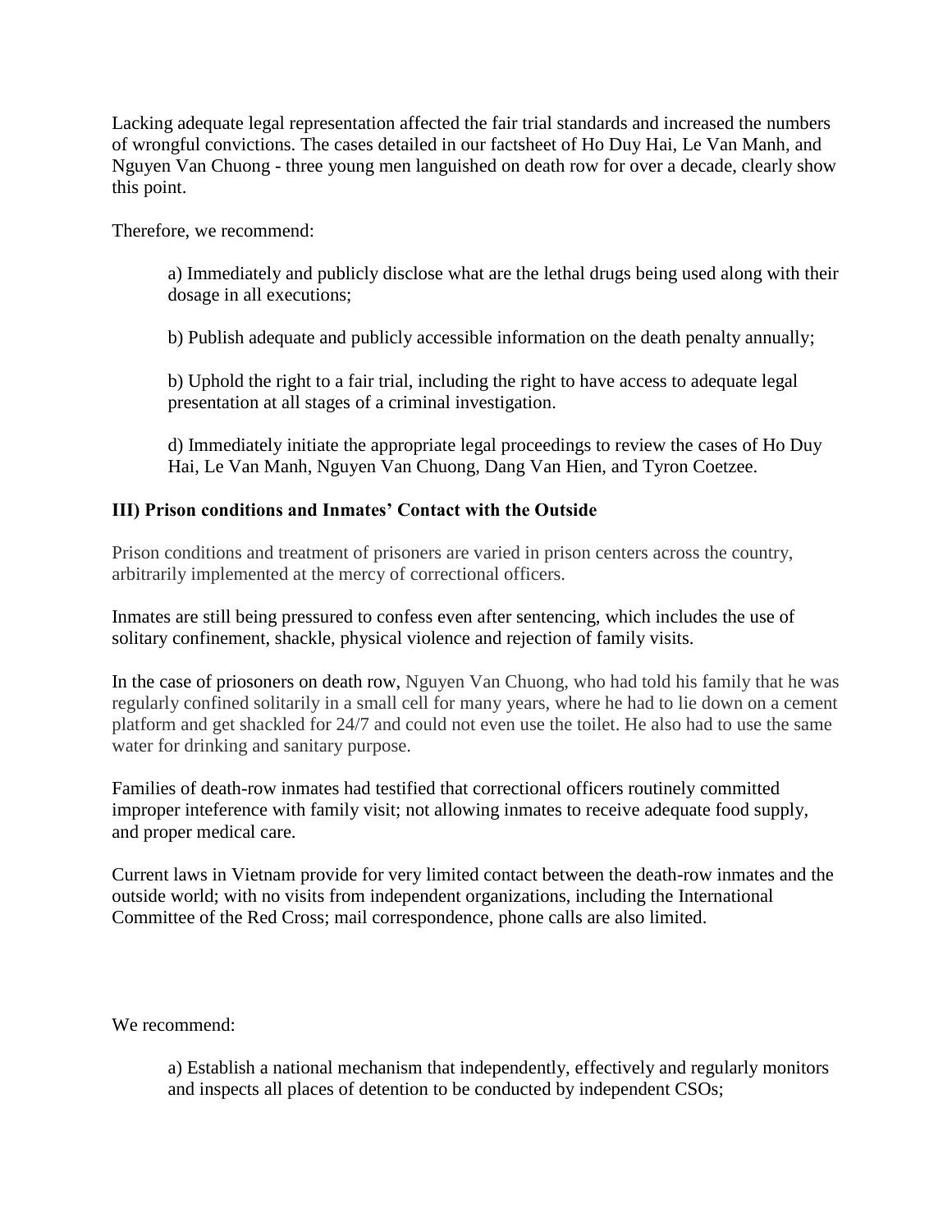Lacking adequate legal representation affected the fair trial standards and increased the numbers of wrongful convictions. The cases detailed in our factsheet of Ho Duy Hai, Le Van Manh, and Nguyen Van Chuong - three young men languished on death row for over a decade, clearly show this point.

Therefore, we recommend:

> a) Immediately and publicly disclose what are the lethal drugs being used along with their dosage in all executions;
>
> b) Publish adequate and publicly accessible information on the death penalty annually;
>
> b) Uphold the right to a fair trial, including the right to have access to adequate legal presentation at all stages of a criminal investigation.
>
> d) Immediately initiate the appropriate legal proceedings to review the cases of Ho Duy Hai, Le Van Manh, Nguyen Van Chuong, Dang Van Hien, and Tyron Coetzee.

### III) Prison conditions and Inmates' Contact with the Outside

Prison conditions and treatment of prisoners are varied in prison centers across the country, arbitrarily implemented at the mercy of correctional officers.

Inmates are still being pressured to confess even after sentencing, which includes the use of solitary confinement, shackle, physical violence and rejection of family visits.

In the case of priosoners on death row, Nguyen Van Chuong, who had told his family that he was regularly confined solitarily in a small cell for many years, where he had to lie down on a cement platform and get shackled for 24/7 and could not even use the toilet. He also had to use the same water for drinking and sanitary purpose.

Families of death-row inmates had testified that correctional officers routinely committed improper inteference with family visit; not allowing inmates to receive adequate food supply, and proper medical care.

Current laws in Vietnam provide for very limited contact between the death-row inmates and the outside world; with no visits from independent organizations, including the International Committee of the Red Cross; mail correspondence, phone calls are also limited.

We recommend:

> a) Establish a national mechanism that independently, effectively and regularly monitors and inspects all places of detention to be conducted by independent CSOs;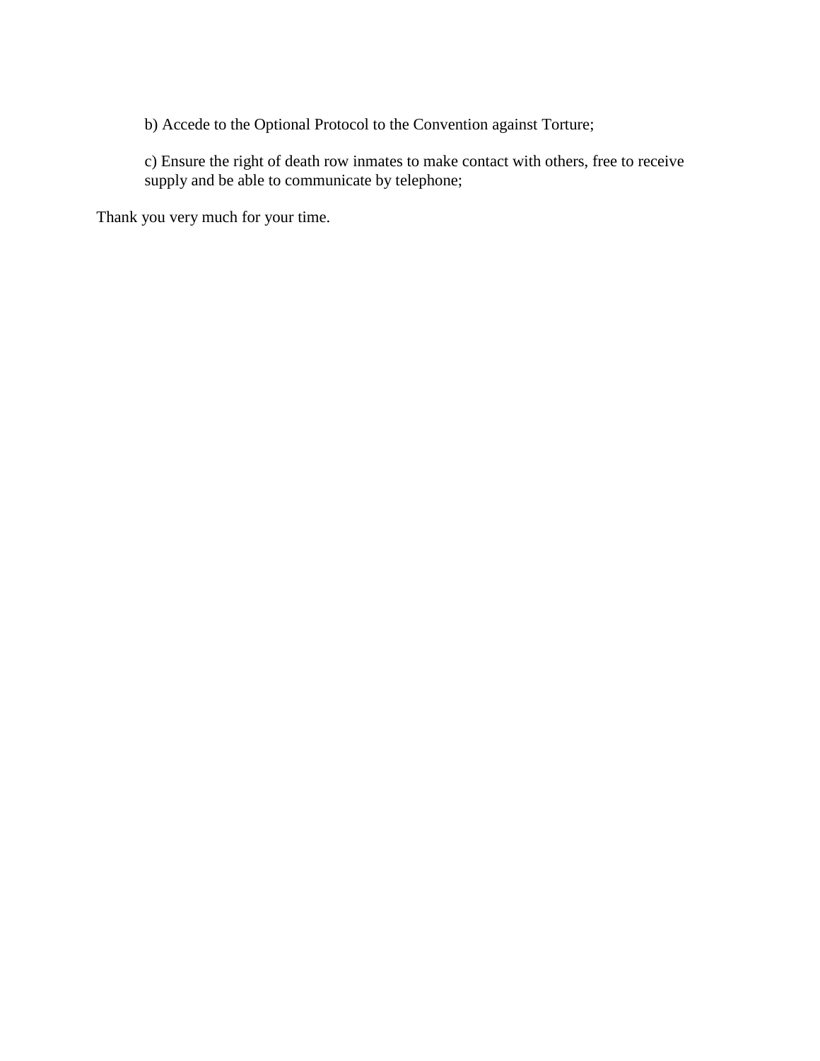b) Accede to the Optional Protocol to the Convention against Torture;

c) Ensure the right of death row inmates to make contact with others, free to receive supply and be able to communicate by telephone;

Thank you very much for your time.